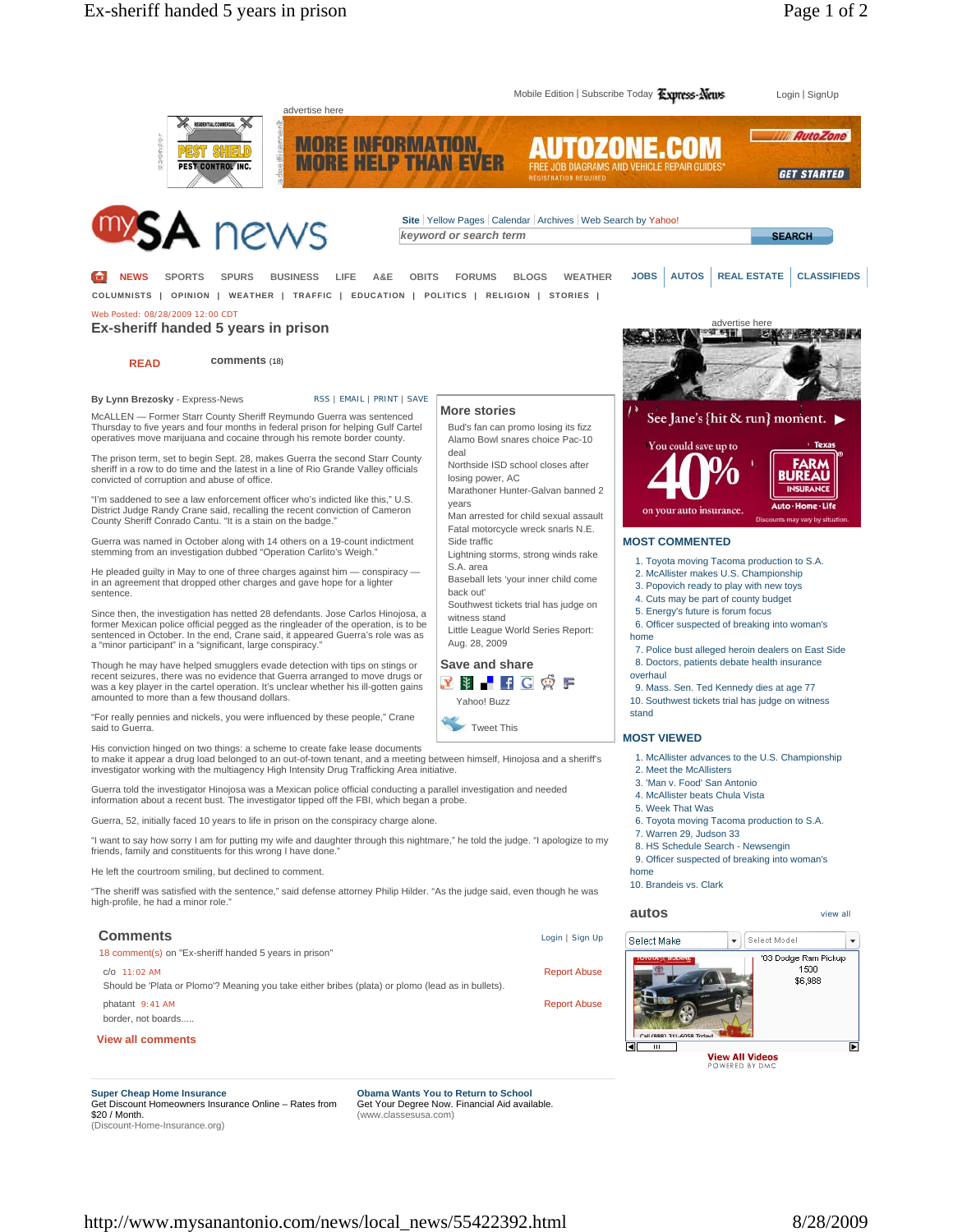Web Posted: 08/28/2009 12:00 CDT

# Ex-sheriff handed 5 years in prison

READ    comments (18)

**By Lynn Brezosky** - Express-News

McALLEN — Former Starr County Sheriff Reymundo Guerra was sentenced Thursday to five years and four months in federal prison for helping Gulf Cartel operatives move marijuana and cocaine through his remote border county.

The prison term, set to begin Sept. 28, makes Guerra the second Starr County sheriff in a row to wind up in prison and the latest in a line of Rio Grande Valley officials convicted of corruption and abuse of office.

"I'm saddened to see a law enforcement officer who's indicted like this," U.S. District Judge Randy Crane said, recalling the recent conviction of Cameron County Sheriff Conrado Cantu. "It is a stain on the badge."

Guerra was named in October along with 14 others on a 19-count indictment stemming from an investigation dubbed "Operation Carlito's Weigh."

He pleaded guilty in May to one of three charges against him — conspiracy — in an agreement that dropped other charges and gave hope for a lighter sentence.

Since then, the investigation has netted 28 defendants. Jose Carlos Hinojosa, a former Mexican police official pegged as the ringleader of the operation, is to be sentenced in October. In the end, Crane said, it appeared Guerra's role was as a "minor participant" in a "significant, large conspiracy."

Though he may have helped smugglers evade detection with tips on stings or recent seizures, there was no evidence that Guerra arranged to move drugs or was a key player in the cartel operation. It's unclear whether his ill-gotten gains amounted to more than a few thousand dollars.

"For really pennies and nickels, you were influenced by these people," Crane said to Guerra.

His conviction hinged on two things: a scheme to create fake lease documents to make it appear a drug load belonged to an out-of-town tenant, and a meeting between himself, Hinojosa and a sheriff's investigator working with the multiagency High Intensity Drug Trafficking Area initiative.

Guerra told the investigator Hinojosa was a Mexican police official conducting a parallel investigation and needed information about a recent bust. The investigator tipped off the FBI, which began a probe.

Guerra, 52, initially faced 10 years to life in prison on the conspiracy charge alone.

"I want to say how sorry I am for putting my wife and daughter through this nightmare," he told the judge. "I apologize to my friends, family and constituents for this wrong I have done."

He left the courtroom smiling, but declined to comment.

"The sheriff was satisfied with the sentence," said defense attorney Philip Hilder. "As the judge said, even though he was high-profile, he had a minor role."

## Comments

18 comment(s) on "Ex-sheriff handed 5 years in prison"

c/o 11:02 AM

Should be 'Plata or Plomo'? Meaning you take either bribes (plata) or plomo (lead as in bullets).

phatant 9:41 AM

border, not boards.....

View all comments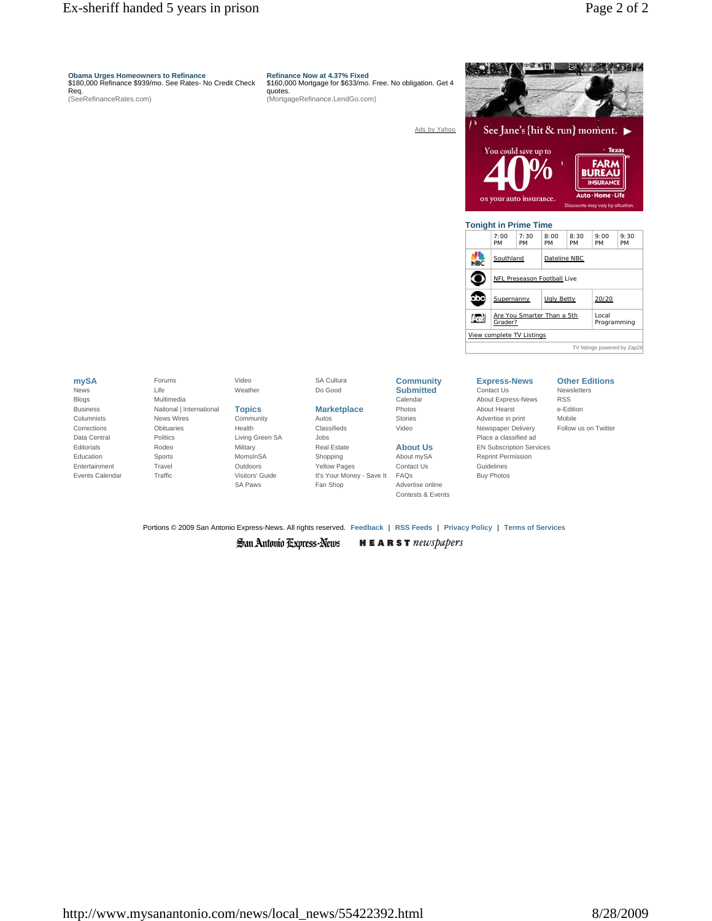**Obama Urges Homeowners to Refinance**
$180,000 Refinance $939/mo. See Rates- No Credit Check Req.
(SeeRefinanceRates.com)

**Refinance Now at 4.37% Fixed**
$160,000 Mortgage for $633/mo. Free. No obligation. Get 4 quotes.
(MortgageRefinance.LendGo.com)

Ads by Yahoo

See Jane's {hit & run} moment. ▶

You could save up to 40% on your auto insurance.

Texas FARM BUREAU INSURANCE
Auto · Home · Life
Discounts may vary by situation.

**Tonight in Prime Time**

| | 7:00 PM | 7:30 PM | 8:00 PM | 8:30 PM | 9:00 PM | 9:30 PM |
|---|---|---|---|---|---|---|
| NBC | Southland | | Dateline NBC | | | |
| CBS | NFL Preseason Football Live | | | | | |
| abc | Supernanny | | Ugly Betty | | 20/20 | |
| FOX | Are You Smarter Than a 5th Grader? | | | | Local Programming | |

View complete TV Listings

TV listings powered by Zap2it

**mySA**
News
Blogs
Business
Columnists
Corrections
Data Central
Editorials
Education
Entertainment
Events Calendar

Forums
Life
Multimedia
National | International
News Wires
Obituaries
Politics
Rodeo
Sports
Travel
Traffic

Video
Weather

**Topics**
Community
Health
Living Green SA
Military
MomsInSA
Outdoors
Visitors' Guide
SA Paws

SA Cultura
Do Good

**Marketplace**
Autos
Classifieds
Jobs
Real Estate
Shopping
Yellow Pages
It's Your Money - Save It
Fan Shop

**Community Submitted**
Calendar
Photos
Stories
Video

**About Us**
About mySA
Contact Us
FAQs
Advertise online
Contests & Events

**Express-News**
Contact Us
About Express-News
About Hearst
Advertise in print
Newspaper Delivery
Place a classified ad
EN Subscription Services
Reprint Permission
Guidelines
Buy Photos

**Other Editions**
Newsletters
RSS
e-Edition
Mobile
Follow us on Twitter

Portions © 2009 San Antonio Express-News. All rights reserved. Feedback | RSS Feeds | Privacy Policy | Terms of Services

San Antonio Express-News HEARST newspapers